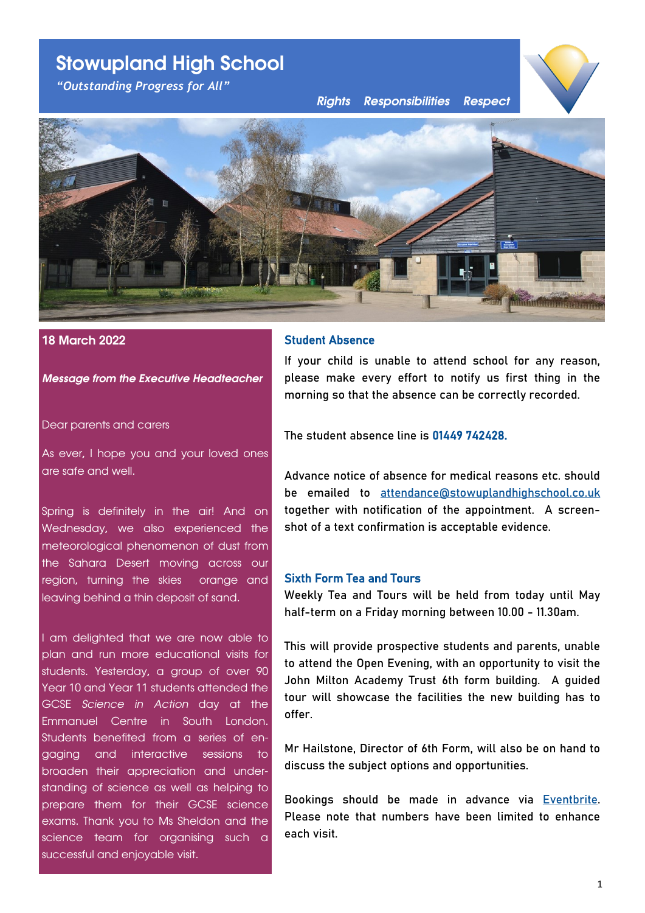# Stowupland High School

*"Outstanding Progress for All"*

*Rights Responsibilities Respect*

18 March 2022

***Message from the Executive Headteacher***

Dear parents and carers

As ever, I hope you and your loved ones are safe and well.

Spring is definitely in the air! And on Wednesday, we also experienced the meteorological phenomenon of dust from the Sahara Desert moving across our region, turning the skies orange and leaving behind a thin deposit of sand.

I am delighted that we are now able to plan and run more educational visits for students. Yesterday, a group of over 90 Year 10 and Year 11 students attended the GCSE *Science in Action* day at the Emmanuel Centre in South London. Students benefited from a series of engaging and interactive sessions to broaden their appreciation and understanding of science as well as helping to prepare them for their GCSE science exams. Thank you to Ms Sheldon and the science team for organising such a successful and enjoyable visit.

## Student Absence

If your child is unable to attend school for any reason, please make every effort to notify us first thing in the morning so that the absence can be correctly recorded.

The student absence line is **01449 742428.**

Advance notice of absence for medical reasons etc. should be emailed to attendance@stowuplandhighschool.co.uk together with notification of the appointment. A screen-shot of a text confirmation is acceptable evidence.

## Sixth Form Tea and Tours

Weekly Tea and Tours will be held from today until May half-term on a Friday morning between 10.00 - 11.30am.

This will provide prospective students and parents, unable to attend the Open Evening, with an opportunity to visit the John Milton Academy Trust 6th form building. A guided tour will showcase the facilities the new building has to offer.

Mr Hailstone, Director of 6th Form, will also be on hand to discuss the subject options and opportunities.

Bookings should be made in advance via Eventbrite. Please note that numbers have been limited to enhance each visit.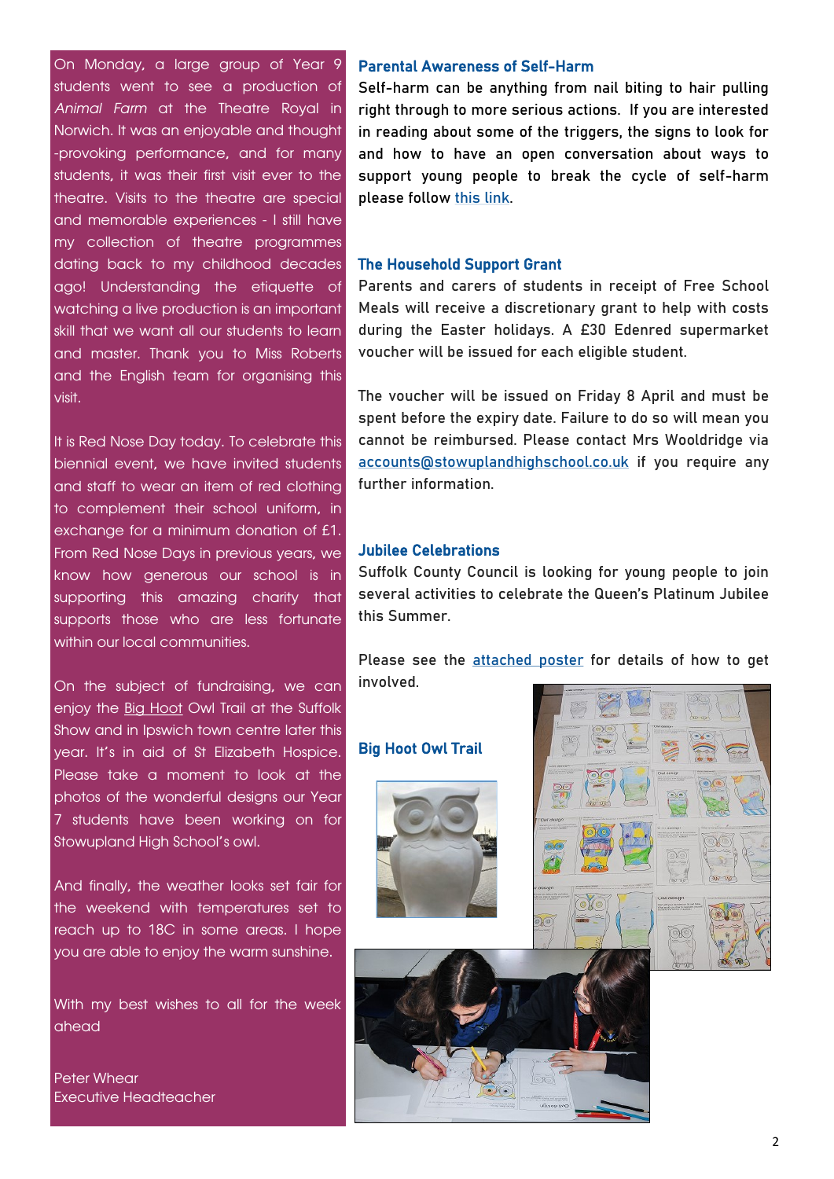On Monday, a large group of Year 9 students went to see a production of *Animal Farm* at the Theatre Royal in Norwich. It was an enjoyable and thought-provoking performance, and for many students, it was their first visit ever to the theatre. Visits to the theatre are special and memorable experiences - I still have my collection of theatre programmes dating back to my childhood decades ago! Understanding the etiquette of watching a live production is an important skill that we want all our students to learn and master. Thank you to Miss Roberts and the English team for organising this visit.

It is Red Nose Day today. To celebrate this biennial event, we have invited students and staff to wear an item of red clothing to complement their school uniform, in exchange for a minimum donation of £1. From Red Nose Days in previous years, we know how generous our school is in supporting this amazing charity that supports those who are less fortunate within our local communities.

On the subject of fundraising, we can enjoy the Big Hoot Owl Trail at the Suffolk Show and in Ipswich town centre later this year. It's in aid of St Elizabeth Hospice. Please take a moment to look at the photos of the wonderful designs our Year 7 students have been working on for Stowupland High School's owl.

And finally, the weather looks set fair for the weekend with temperatures set to reach up to 18C in some areas. I hope you are able to enjoy the warm sunshine.

With my best wishes to all for the week ahead

Peter Whear
Executive Headteacher

### Parental Awareness of Self-Harm

Self-harm can be anything from nail biting to hair pulling right through to more serious actions. If you are interested in reading about some of the triggers, the signs to look for and how to have an open conversation about ways to support young people to break the cycle of self-harm please follow this link.

### The Household Support Grant

Parents and carers of students in receipt of Free School Meals will receive a discretionary grant to help with costs during the Easter holidays. A £30 Edenred supermarket voucher will be issued for each eligible student.

The voucher will be issued on Friday 8 April and must be spent before the expiry date. Failure to do so will mean you cannot be reimbursed. Please contact Mrs Wooldridge via accounts@stowuplandhighschool.co.uk if you require any further information.

### Jubilee Celebrations

Suffolk County Council is looking for young people to join several activities to celebrate the Queen's Platinum Jubilee this Summer.

Please see the attached poster for details of how to get involved.

### Big Hoot Owl Trail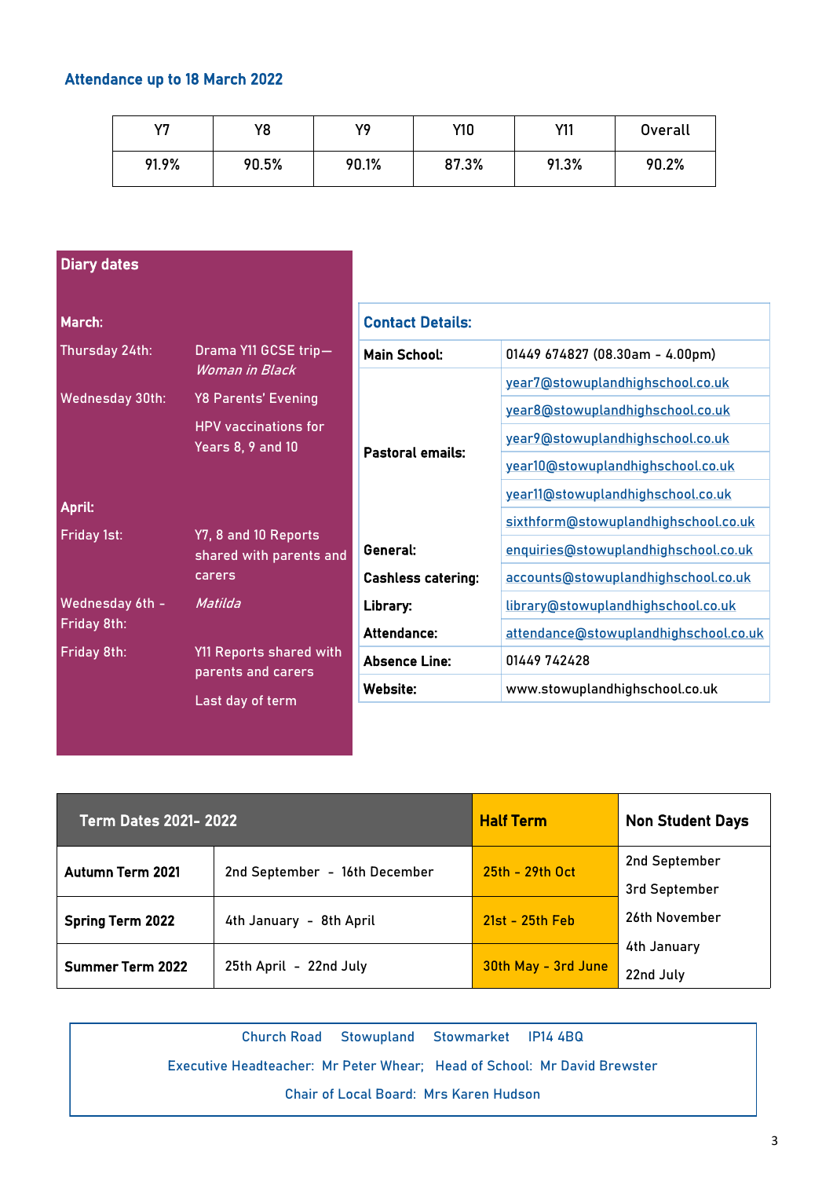## Attendance up to 18 March 2022

| Y7 | Y8 | Y9 | Y10 | Y11 | Overall |
|---|---|---|---|---|---|
| 91.9% | 90.5% | 90.1% | 87.3% | 91.3% | 90.2% |

## Diary dates

**March:**

| | |
|---|---|
| Thursday 24th: | Drama Y11 GCSE trip—*Woman in Black* |
| Wednesday 30th: | Y8 Parents' Evening<br>HPV vaccinations for Years 8, 9 and 10 |

**April:**

| | |
|---|---|
| Friday 1st: | Y7, 8 and 10 Reports shared with parents and carers |
| Wednesday 6th - Friday 8th: | *Matilda* |
| Friday 8th: | Y11 Reports shared with parents and carers<br>Last day of term |

## Contact Details:

| | |
|---|---|
| **Main School:** | 01449 674827 (08.30am - 4.00pm) |
| **Pastoral emails:** | year7@stowuplandhighschool.co.uk |
| | year8@stowuplandhighschool.co.uk |
| | year9@stowuplandhighschool.co.uk |
| | year10@stowuplandhighschool.co.uk |
| | year11@stowuplandhighschool.co.uk |
| | sixthform@stowuplandhighschool.co.uk |
| **General:** | enquiries@stowuplandhighschool.co.uk |
| **Cashless catering:** | accounts@stowuplandhighschool.co.uk |
| **Library:** | library@stowuplandhighschool.co.uk |
| **Attendance:** | attendance@stowuplandhighschool.co.uk |
| **Absence Line:** | 01449 742428 |
| **Website:** | www.stowuplandhighschool.co.uk |

| Term Dates 2021- 2022 | | Half Term | Non Student Days |
|---|---|---|---|
| **Autumn Term 2021** | 2nd September - 16th December | 25th - 29th Oct | 2nd September<br>3rd September<br>26th November<br>4th January<br>22nd July |
| **Spring Term 2022** | 4th January - 8th April | 21st - 25th Feb | |
| **Summer Term 2022** | 25th April - 22nd July | 30th May - 3rd June | |

Church Road Stowupland Stowmarket IP14 4BQ

Executive Headteacher: Mr Peter Whear; Head of School: Mr David Brewster

Chair of Local Board: Mrs Karen Hudson